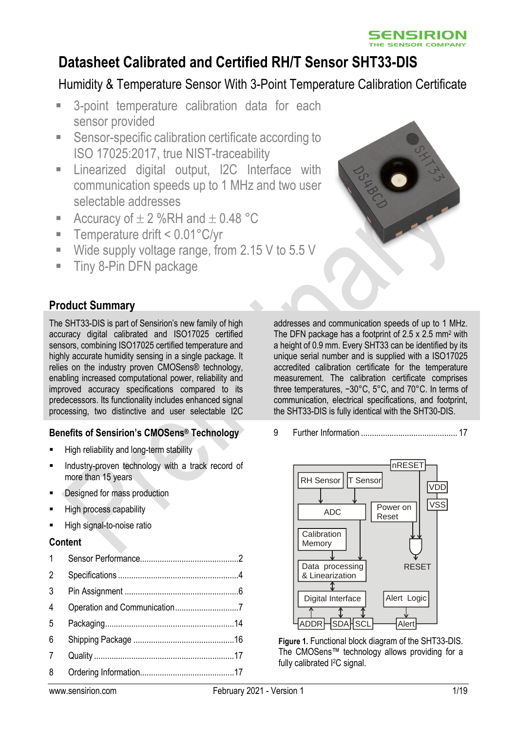# Datasheet Calibrated and Certified RH/T Sensor SHT33-DIS

## Humidity & Temperature Sensor With 3-Point Temperature Calibration Certificate

- 3-point temperature calibration data for each sensor provided
- Sensor-specific calibration certificate according to ISO 17025:2017, true NIST-traceability
- Linearized digital output, I2C Interface with communication speeds up to 1 MHz and two user selectable addresses
- Accuracy of ± 2 %RH and ± 0.48 °C
- Temperature drift < 0.01°C/yr
- Wide supply voltage range, from 2.15 V to 5.5 V
- Tiny 8-Pin DFN package

## Product Summary

The SHT33-DIS is part of Sensirion's new family of high accuracy digital calibrated and ISO17025 certified sensors, combining ISO17025 certified temperature and highly accurate humidity sensing in a single package. It relies on the industry proven CMOSens® technology, enabling increased computational power, reliability and improved accuracy specifications compared to its predecessors. Its functionality includes enhanced signal processing, two distinctive and user selectable I2C addresses and communication speeds of up to 1 MHz. The DFN package has a footprint of 2.5 x 2.5 mm² with a height of 0.9 mm. Every SHT33 can be identified by its unique serial number and is supplied with a ISO17025 accredited calibration certificate for the temperature measurement. The calibration certificate comprises three temperatures, −30°C, 5°C, and 70°C. In terms of communication, electrical specifications, and footprint, the SHT33-DIS is fully identical with the SHT30-DIS.

## Benefits of Sensirion's CMOSens® Technology

- High reliability and long-term stability
- Industry-proven technology with a track record of more than 15 years
- Designed for mass production
- High process capability
- High signal-to-noise ratio

## Content

1 Sensor Performance ............................................. 2
2 Specifications ...................................................... 4
3 Pin Assignment ................................................... 6
4 Operation and Communication ............................ 7
5 Packaging .......................................................... 14
6 Shipping Package ............................................. 16
7 Quality ................................................................ 17
8 Ordering Information .......................................... 17
9 Further Information ............................................ 17

**Figure 1.** Functional block diagram of the SHT33-DIS. The CMOSens™ technology allows providing for a fully calibrated I²C signal.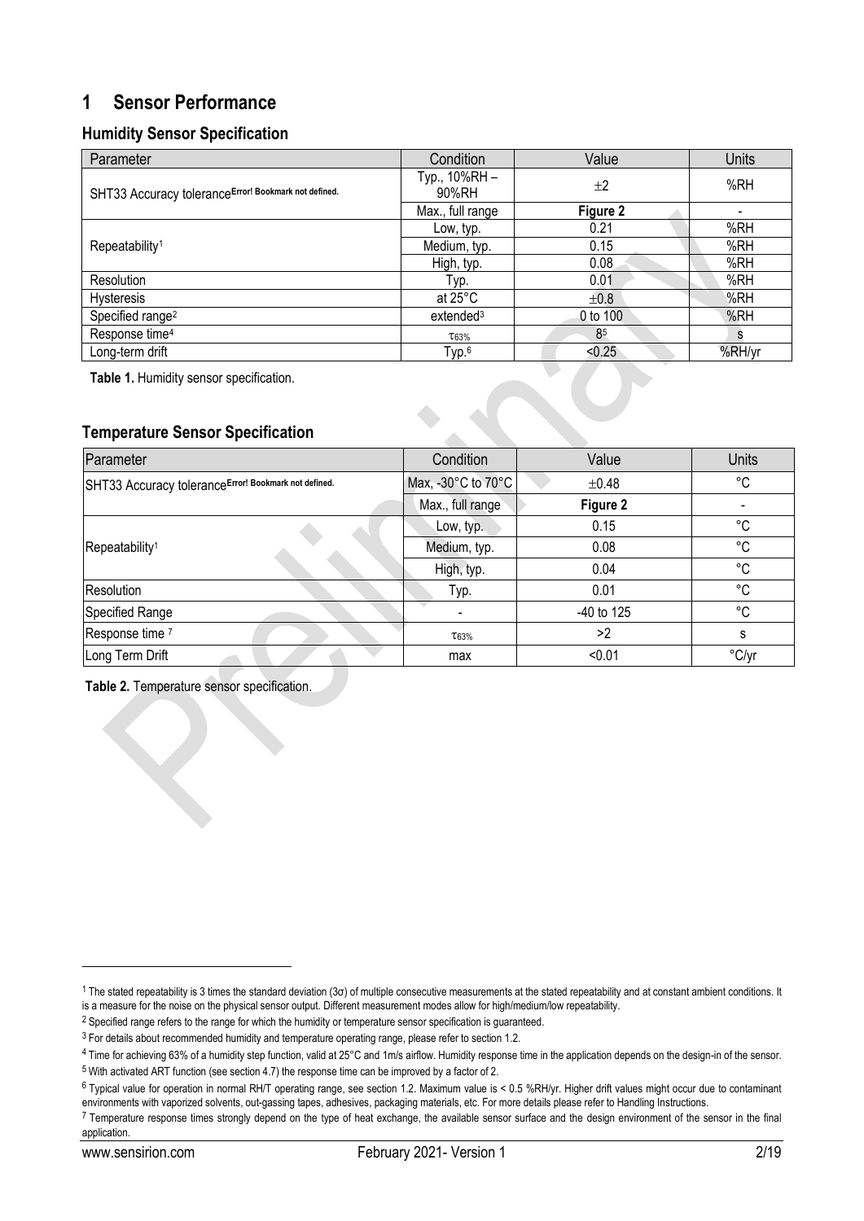# 1 Sensor Performance

## Humidity Sensor Specification

| Parameter | Condition | Value | Units |
|---|---|---|---|
| SHT33 Accuracy tolerance**Error! Bookmark not defined.** | Typ., 10%RH – 90%RH | ±2 | %RH |
| | Max., full range | **Figure 2** | - |
| Repeatability[1] | Low, typ. | 0.21 | %RH |
| | Medium, typ. | 0.15 | %RH |
| | High, typ. | 0.08 | %RH |
| Resolution | Typ. | 0.01 | %RH |
| Hysteresis | at 25°C | ±0.8 | %RH |
| Specified range[2] | extended[3] | 0 to 100 | %RH |
| Response time[4] | $\tau_{63\%}$ | 8[5] | s |
| Long-term drift | Typ.[6] | <0.25 | %RH/yr |

**Table 1.** Humidity sensor specification.

## Temperature Sensor Specification

| Parameter | Condition | Value | Units |
|---|---|---|---|
| SHT33 Accuracy tolerance**Error! Bookmark not defined.** | Max, -30°C to 70°C | ±0.48 | °C |
| | Max., full range | **Figure 2** | - |
| Repeatability[1] | Low, typ. | 0.15 | °C |
| | Medium, typ. | 0.08 | °C |
| | High, typ. | 0.04 | °C |
| Resolution | Typ. | 0.01 | °C |
| Specified Range | - | -40 to 125 | °C |
| Response time [7] | $\tau_{63\%}$ | >2 | s |
| Long Term Drift | max | <0.01 | °C/yr |

**Table 2.** Temperature sensor specification.

---

[1] The stated repeatability is 3 times the standard deviation (3σ) of multiple consecutive measurements at the stated repeatability and at constant ambient conditions. It is a measure for the noise on the physical sensor output. Different measurement modes allow for high/medium/low repeatability.

[2] Specified range refers to the range for which the humidity or temperature sensor specification is guaranteed.

[3] For details about recommended humidity and temperature operating range, please refer to section 1.2.

[4] Time for achieving 63% of a humidity step function, valid at 25°C and 1m/s airflow. Humidity response time in the application depends on the design-in of the sensor.

[5] With activated ART function (see section 4.7) the response time can be improved by a factor of 2.

[6] Typical value for operation in normal RH/T operating range, see section 1.2. Maximum value is < 0.5 %RH/yr. Higher drift values might occur due to contaminant environments with vaporized solvents, out-gassing tapes, adhesives, packaging materials, etc. For more details please refer to Handling Instructions.

[7] Temperature response times strongly depend on the type of heat exchange, the available sensor surface and the design environment of the sensor in the final application.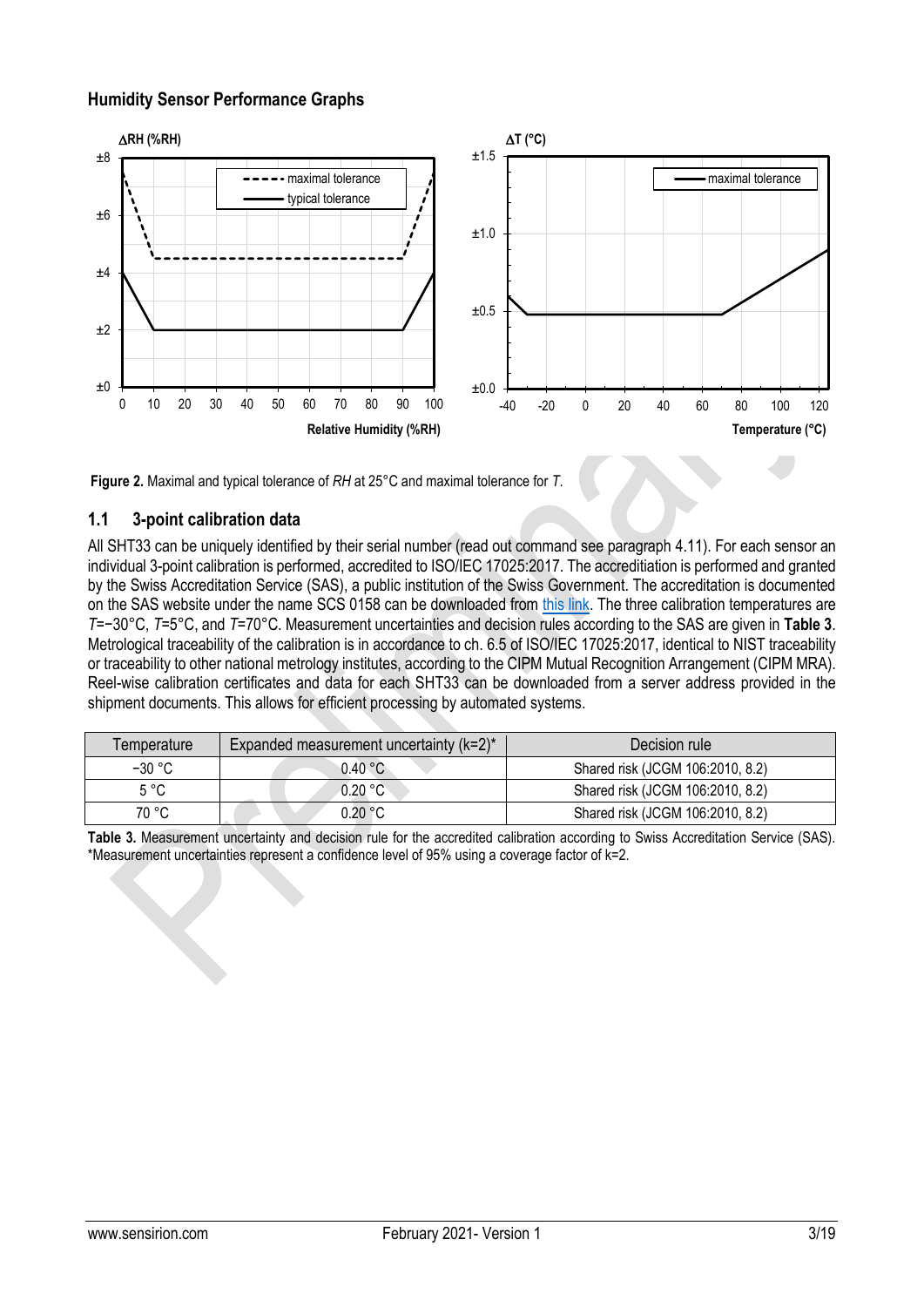## Humidity Sensor Performance Graphs

**Figure 2.** Maximal and typical tolerance of *RH* at 25°C and maximal tolerance for *T*.

## 1.1 3-point calibration data

All SHT33 can be uniquely identified by their serial number (read out command see paragraph 4.11). For each sensor an individual 3-point calibration is performed, accredited to ISO/IEC 17025:2017. The accreditation is performed and granted by the Swiss Accreditation Service (SAS), a public institution of the Swiss Government. The accreditation is documented on the SAS website under the name SCS 0158 can be downloaded from this link. The three calibration temperatures are *T*=−30°C, *T*=5°C, and *T*=70°C. Measurement uncertainties and decision rules according to the SAS are given in **Table 3**. Metrological traceability of the calibration is in accordance to ch. 6.5 of ISO/IEC 17025:2017, identical to NIST traceability or traceability to other national metrology institutes, according to the CIPM Mutual Recognition Arrangement (CIPM MRA). Reel-wise calibration certificates and data for each SHT33 can be downloaded from a server address provided in the shipment documents. This allows for efficient processing by automated systems.

| Temperature | Expanded measurement uncertainty (k=2)* | Decision rule |
|---|---|---|
| −30 °C | 0.40 °C | Shared risk (JCGM 106:2010, 8.2) |
| 5 °C | 0.20 °C | Shared risk (JCGM 106:2010, 8.2) |
| 70 °C | 0.20 °C | Shared risk (JCGM 106:2010, 8.2) |

**Table 3.** Measurement uncertainty and decision rule for the accredited calibration according to Swiss Accreditation Service (SAS). *Measurement uncertainties represent a confidence level of 95% using a coverage factor of k=2.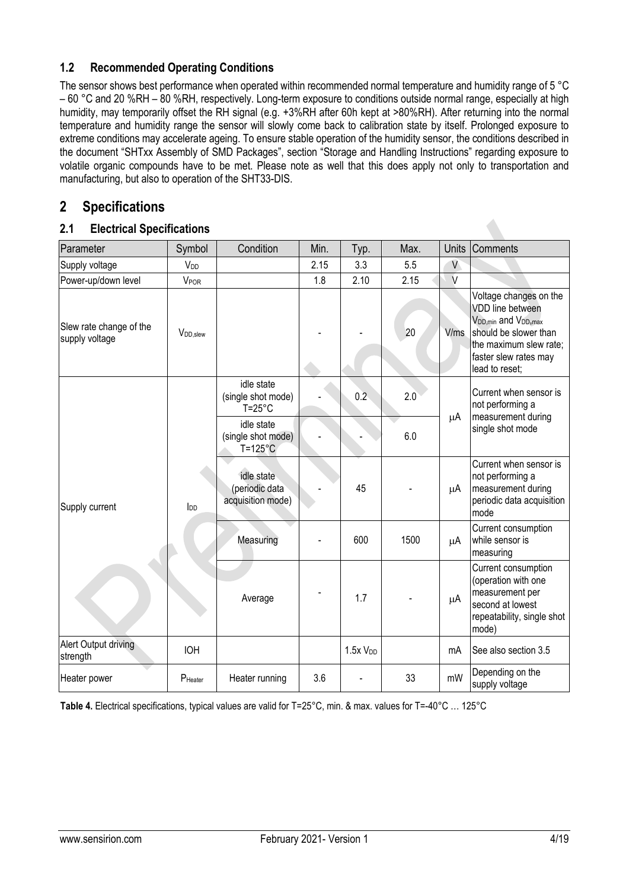### 1.2 Recommended Operating Conditions

The sensor shows best performance when operated within recommended normal temperature and humidity range of 5 °C – 60 °C and 20 %RH – 80 %RH, respectively. Long-term exposure to conditions outside normal range, especially at high humidity, may temporarily offset the RH signal (e.g. +3%RH after 60h kept at >80%RH). After returning into the normal temperature and humidity range the sensor will slowly come back to calibration state by itself. Prolonged exposure to extreme conditions may accelerate ageing. To ensure stable operation of the humidity sensor, the conditions described in the document "SHTxx Assembly of SMD Packages", section "Storage and Handling Instructions" regarding exposure to volatile organic compounds have to be met. Please note as well that this does apply not only to transportation and manufacturing, but also to operation of the SHT33-DIS.

## 2 Specifications

### 2.1 Electrical Specifications

| Parameter | Symbol | Condition | Min. | Typ. | Max. | Units | Comments |
|---|---|---|---|---|---|---|---|
| Supply voltage | $V_{DD}$ | | 2.15 | 3.3 | 5.5 | V | |
| Power-up/down level | $V_{POR}$ | | 1.8 | 2.10 | 2.15 | V | |
| Slew rate change of the supply voltage | $V_{DD,slew}$ | | - | - | 20 | V/ms | Voltage changes on the VDD line between $V_{DD,min}$ and $V_{DD,max}$ should be slower than the maximum slew rate; faster slew rates may lead to reset; |
| Supply current | $I_{DD}$ | idle state (single shot mode) T=25°C | - | 0.2 | 2.0 | μA | Current when sensor is not performing a measurement during single shot mode |
| | | idle state (single shot mode) T=125°C | - | - | 6.0 | μA | |
| | | idle state (periodic data acquisition mode) | - | 45 | - | μA | Current when sensor is not performing a measurement during periodic data acquisition mode |
| | | Measuring | - | 600 | 1500 | μA | Current consumption while sensor is measuring |
| | | Average | - | 1.7 | - | μA | Current consumption (operation with one measurement per second at lowest repeatability, single shot mode) |
| Alert Output driving strength | IOH | | | 1.5x $V_{DD}$ | | mA | See also section 3.5 |
| Heater power | $P_{Heater}$ | Heater running | 3.6 | - | 33 | mW | Depending on the supply voltage |

**Table 4.** Electrical specifications, typical values are valid for T=25°C, min. & max. values for T=-40°C … 125°C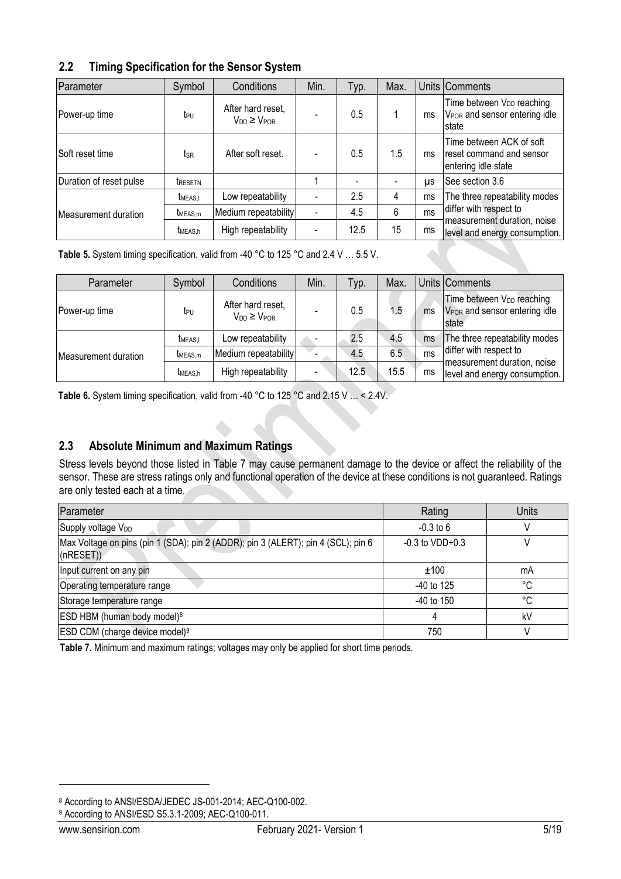## 2.2 Timing Specification for the Sensor System

| Parameter | Symbol | Conditions | Min. | Typ. | Max. | Units | Comments |
|---|---|---|---|---|---|---|---|
| Power-up time | $t_{PU}$ | After hard reset, $V_{DD} \geq V_{POR}$ | - | 0.5 | 1 | ms | Time between $V_{DD}$ reaching $V_{POR}$ and sensor entering idle state |
| Soft reset time | $t_{SR}$ | After soft reset. | - | 0.5 | 1.5 | ms | Time between ACK of soft reset command and sensor entering idle state |
| Duration of reset pulse | $t_{RESETN}$ | | 1 | - | - | µs | See section 3.6 |
| Measurement duration | $t_{MEAS,l}$ | Low repeatability | - | 2.5 | 4 | ms | The three repeatability modes differ with respect to measurement duration, noise level and energy consumption. |
| | $t_{MEAS,m}$ | Medium repeatability | - | 4.5 | 6 | ms | |
| | $t_{MEAS,h}$ | High repeatability | - | 12.5 | 15 | ms | |

**Table 5.** System timing specification, valid from -40 °C to 125 °C and 2.4 V … 5.5 V.

| Parameter | Symbol | Conditions | Min. | Typ. | Max. | Units | Comments |
|---|---|---|---|---|---|---|---|
| Power-up time | $t_{PU}$ | After hard reset, $V_{DD} \geq V_{POR}$ | - | 0.5 | 1.5 | ms | Time between $V_{DD}$ reaching $V_{POR}$ and sensor entering idle state |
| Measurement duration | $t_{MEAS,l}$ | Low repeatability | - | 2.5 | 4.5 | ms | The three repeatability modes differ with respect to measurement duration, noise level and energy consumption. |
| | $t_{MEAS,m}$ | Medium repeatability | - | 4.5 | 6.5 | ms | |
| | $t_{MEAS,h}$ | High repeatability | - | 12.5 | 15.5 | ms | |

**Table 6.** System timing specification, valid from -40 °C to 125 °C and 2.15 V … < 2.4V.

## 2.3 Absolute Minimum and Maximum Ratings

Stress levels beyond those listed in Table 7 may cause permanent damage to the device or affect the reliability of the sensor. These are stress ratings only and functional operation of the device at these conditions is not guaranteed. Ratings are only tested each at a time.

| Parameter | Rating | Units |
|---|---|---|
| Supply voltage $V_{DD}$ | -0.3 to 6 | V |
| Max Voltage on pins (pin 1 (SDA); pin 2 (ADDR); pin 3 (ALERT); pin 4 (SCL); pin 6 (nRESET)) | -0.3 to VDD+0.3 | V |
| Input current on any pin | ±100 | mA |
| Operating temperature range | -40 to 125 | °C |
| Storage temperature range | -40 to 150 | °C |
| ESD HBM (human body model)[8] | 4 | kV |
| ESD CDM (charge device model)[9] | 750 | V |

**Table 7.** Minimum and maximum ratings; voltages may only be applied for short time periods.

---

[8] According to ANSI/ESDA/JEDEC JS-001-2014; AEC-Q100-002.

[9] According to ANSI/ESD S5.3.1-2009; AEC-Q100-011.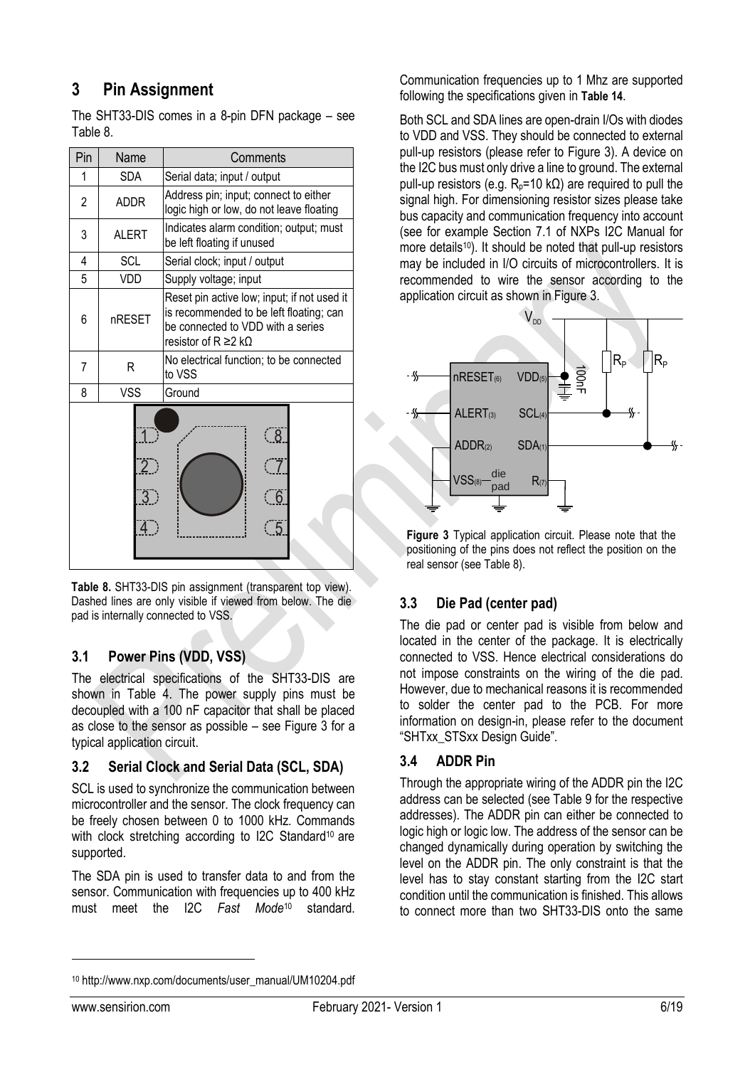## 3 Pin Assignment

The SHT33-DIS comes in a 8-pin DFN package – see Table 8.

| Pin | Name | Comments |
|---|---|---|
| 1 | SDA | Serial data; input / output |
| 2 | ADDR | Address pin; input; connect to either logic high or low, do not leave floating |
| 3 | ALERT | Indicates alarm condition; output; must be left floating if unused |
| 4 | SCL | Serial clock; input / output |
| 5 | VDD | Supply voltage; input |
| 6 | nRESET | Reset pin active low; input; if not used it is recommended to be left floating; can be connected to VDD with a series resistor of R ≥2 kΩ |
| 7 | R | No electrical function; to be connected to VSS |
| 8 | VSS | Ground |

**Table 8.** SHT33-DIS pin assignment (transparent top view). Dashed lines are only visible if viewed from below. The die pad is internally connected to VSS.

### 3.1 Power Pins (VDD, VSS)

The electrical specifications of the SHT33-DIS are shown in Table 4. The power supply pins must be decoupled with a 100 nF capacitor that shall be placed as close to the sensor as possible – see Figure 3 for a typical application circuit.

### 3.2 Serial Clock and Serial Data (SCL, SDA)

SCL is used to synchronize the communication between microcontroller and the sensor. The clock frequency can be freely chosen between 0 to 1000 kHz. Commands with clock stretching according to I2C Standard[10] are supported.

The SDA pin is used to transfer data to and from the sensor. Communication with frequencies up to 400 kHz must meet the I2C *Fast Mode*[10] standard. Communication frequencies up to 1 Mhz are supported following the specifications given in **Table 14**.

Both SCL and SDA lines are open-drain I/Os with diodes to VDD and VSS. They should be connected to external pull-up resistors (please refer to Figure 3). A device on the I2C bus must only drive a line to ground. The external pull-up resistors (e.g. $R_p$=10 kΩ) are required to pull the signal high. For dimensioning resistor sizes please take bus capacity and communication frequency into account (see for example Section 7.1 of NXPs I2C Manual for more details[10]). It should be noted that pull-up resistors may be included in I/O circuits of microcontrollers. It is recommended to wire the sensor according to the application circuit as shown in Figure 3.

**Figure 3** Typical application circuit. Please note that the positioning of the pins does not reflect the position on the real sensor (see Table 8).

### 3.3 Die Pad (center pad)

The die pad or center pad is visible from below and located in the center of the package. It is electrically connected to VSS. Hence electrical considerations do not impose constraints on the wiring of the die pad. However, due to mechanical reasons it is recommended to solder the center pad to the PCB. For more information on design-in, please refer to the document "SHTxx_STSxx Design Guide".

### 3.4 ADDR Pin

Through the appropriate wiring of the ADDR pin the I2C address can be selected (see Table 9 for the respective addresses). The ADDR pin can either be connected to logic high or logic low. The address of the sensor can be changed dynamically during operation by switching the level on the ADDR pin. The only constraint is that the level has to stay constant starting from the I2C start condition until the communication is finished. This allows to connect more than two SHT33-DIS onto the same

[10] http://www.nxp.com/documents/user_manual/UM10204.pdf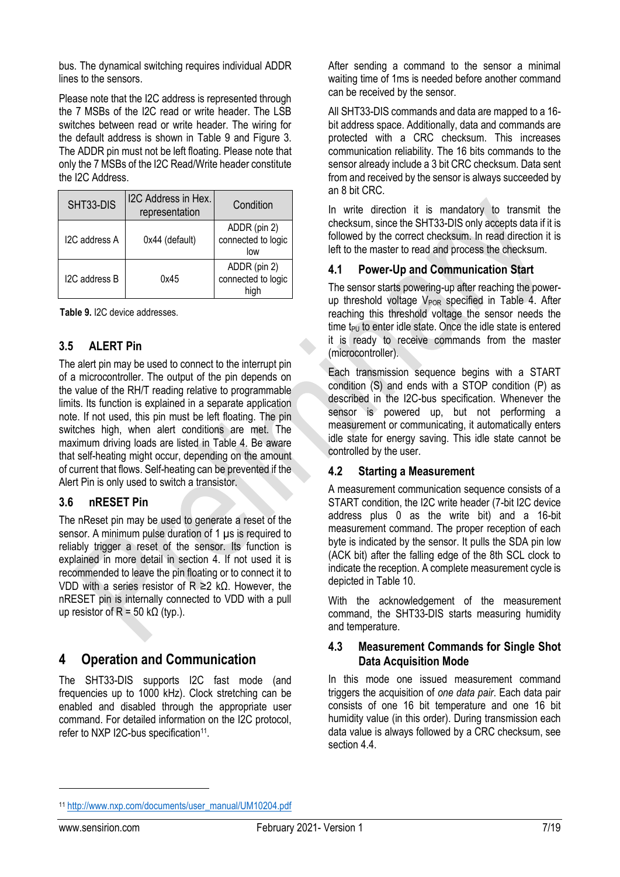bus. The dynamical switching requires individual ADDR lines to the sensors.

Please note that the I2C address is represented through the 7 MSBs of the I2C read or write header. The LSB switches between read or write header. The wiring for the default address is shown in Table 9 and Figure 3. The ADDR pin must not be left floating. Please note that only the 7 MSBs of the I2C Read/Write header constitute the I2C Address.

| SHT33-DIS | I2C Address in Hex. representation | Condition |
|---|---|---|
| I2C address A | 0x44 (default) | ADDR (pin 2) connected to logic low |
| I2C address B | 0x45 | ADDR (pin 2) connected to logic high |

**Table 9.** I2C device addresses.

## 3.5 ALERT Pin

The alert pin may be used to connect to the interrupt pin of a microcontroller. The output of the pin depends on the value of the RH/T reading relative to programmable limits. Its function is explained in a separate application note. If not used, this pin must be left floating. The pin switches high, when alert conditions are met. The maximum driving loads are listed in Table 4. Be aware that self-heating might occur, depending on the amount of current that flows. Self-heating can be prevented if the Alert Pin is only used to switch a transistor.

## 3.6 nRESET Pin

The nReset pin may be used to generate a reset of the sensor. A minimum pulse duration of 1 µs is required to reliably trigger a reset of the sensor. Its function is explained in more detail in section 4. If not used it is recommended to leave the pin floating or to connect it to VDD with a series resistor of $R \geq 2$ kΩ. However, the nRESET pin is internally connected to VDD with a pull up resistor of $R = 50$ kΩ (typ.).

# 4 Operation and Communication

The SHT33-DIS supports I2C fast mode (and frequencies up to 1000 kHz). Clock stretching can be enabled and disabled through the appropriate user command. For detailed information on the I2C protocol, refer to NXP I2C-bus specification[11].

After sending a command to the sensor a minimal waiting time of 1ms is needed before another command can be received by the sensor.

All SHT33-DIS commands and data are mapped to a 16-bit address space. Additionally, data and commands are protected with a CRC checksum. This increases communication reliability. The 16 bits commands to the sensor already include a 3 bit CRC checksum. Data sent from and received by the sensor is always succeeded by an 8 bit CRC.

In write direction it is mandatory to transmit the checksum, since the SHT33-DIS only accepts data if it is followed by the correct checksum. In read direction it is left to the master to read and process the checksum.

## 4.1 Power-Up and Communication Start

The sensor starts powering-up after reaching the power-up threshold voltage $V_{POR}$ specified in Table 4. After reaching this threshold voltage the sensor needs the time $t_{PU}$ to enter idle state. Once the idle state is entered it is ready to receive commands from the master (microcontroller).

Each transmission sequence begins with a START condition (S) and ends with a STOP condition (P) as described in the I2C-bus specification. Whenever the sensor is powered up, but not performing a measurement or communicating, it automatically enters idle state for energy saving. This idle state cannot be controlled by the user.

## 4.2 Starting a Measurement

A measurement communication sequence consists of a START condition, the I2C write header (7-bit I2C device address plus 0 as the write bit) and a 16-bit measurement command. The proper reception of each byte is indicated by the sensor. It pulls the SDA pin low (ACK bit) after the falling edge of the 8th SCL clock to indicate the reception. A complete measurement cycle is depicted in Table 10.

With the acknowledgement of the measurement command, the SHT33-DIS starts measuring humidity and temperature.

## 4.3 Measurement Commands for Single Shot Data Acquisition Mode

In this mode one issued measurement command triggers the acquisition of *one data pair*. Each data pair consists of one 16 bit temperature and one 16 bit humidity value (in this order). During transmission each data value is always followed by a CRC checksum, see section 4.4.

---

[11] http://www.nxp.com/documents/user_manual/UM10204.pdf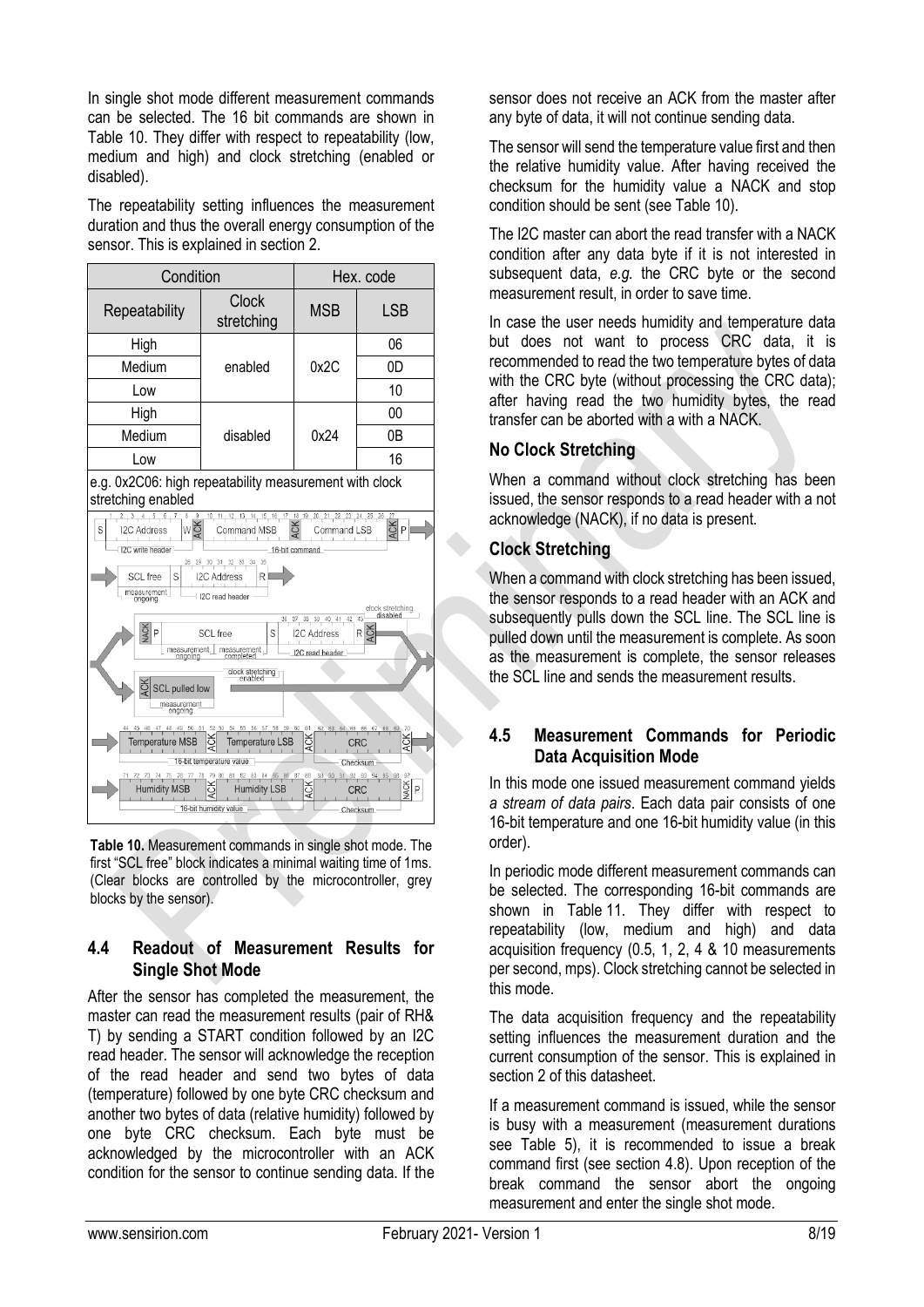In single shot mode different measurement commands can be selected. The 16 bit commands are shown in Table 10. They differ with respect to repeatability (low, medium and high) and clock stretching (enabled or disabled).

The repeatability setting influences the measurement duration and thus the overall energy consumption of the sensor. This is explained in section 2.

| Condition | | Hex. code | |
|---|---|---|---|
| Repeatability | Clock stretching | MSB | LSB |
| High | enabled | 0x2C | 06 |
| Medium | | | 0D |
| Low | | | 10 |
| High | disabled | 0x24 | 00 |
| Medium | | | 0B |
| Low | | | 16 |

e.g. 0x2C06: high repeatability measurement with clock stretching enabled

**Table 10.** Measurement commands in single shot mode. The first "SCL free" block indicates a minimal waiting time of 1ms. (Clear blocks are controlled by the microcontroller, grey blocks by the sensor).

## 4.4 Readout of Measurement Results for Single Shot Mode

After the sensor has completed the measurement, the master can read the measurement results (pair of RH& T) by sending a START condition followed by an I2C read header. The sensor will acknowledge the reception of the read header and send two bytes of data (temperature) followed by one byte CRC checksum and another two bytes of data (relative humidity) followed by one byte CRC checksum. Each byte must be acknowledged by the microcontroller with an ACK condition for the sensor to continue sending data. If the sensor does not receive an ACK from the master after any byte of data, it will not continue sending data.

The sensor will send the temperature value first and then the relative humidity value. After having received the checksum for the humidity value a NACK and stop condition should be sent (see Table 10).

The I2C master can abort the read transfer with a NACK condition after any data byte if it is not interested in subsequent data, *e.g.* the CRC byte or the second measurement result, in order to save time.

In case the user needs humidity and temperature data but does not want to process CRC data, it is recommended to read the two temperature bytes of data with the CRC byte (without processing the CRC data); after having read the two humidity bytes, the read transfer can be aborted with a with a NACK.

### No Clock Stretching

When a command without clock stretching has been issued, the sensor responds to a read header with a not acknowledge (NACK), if no data is present.

### Clock Stretching

When a command with clock stretching has been issued, the sensor responds to a read header with an ACK and subsequently pulls down the SCL line. The SCL line is pulled down until the measurement is complete. As soon as the measurement is complete, the sensor releases the SCL line and sends the measurement results.

## 4.5 Measurement Commands for Periodic Data Acquisition Mode

In this mode one issued measurement command yields *a stream of data pairs*. Each data pair consists of one 16-bit temperature and one 16-bit humidity value (in this order).

In periodic mode different measurement commands can be selected. The corresponding 16-bit commands are shown in Table 11. They differ with respect to repeatability (low, medium and high) and data acquisition frequency (0.5, 1, 2, 4 & 10 measurements per second, mps). Clock stretching cannot be selected in this mode.

The data acquisition frequency and the repeatability setting influences the measurement duration and the current consumption of the sensor. This is explained in section 2 of this datasheet.

If a measurement command is issued, while the sensor is busy with a measurement (measurement durations see Table 5), it is recommended to issue a break command first (see section 4.8). Upon reception of the break command the sensor abort the ongoing measurement and enter the single shot mode.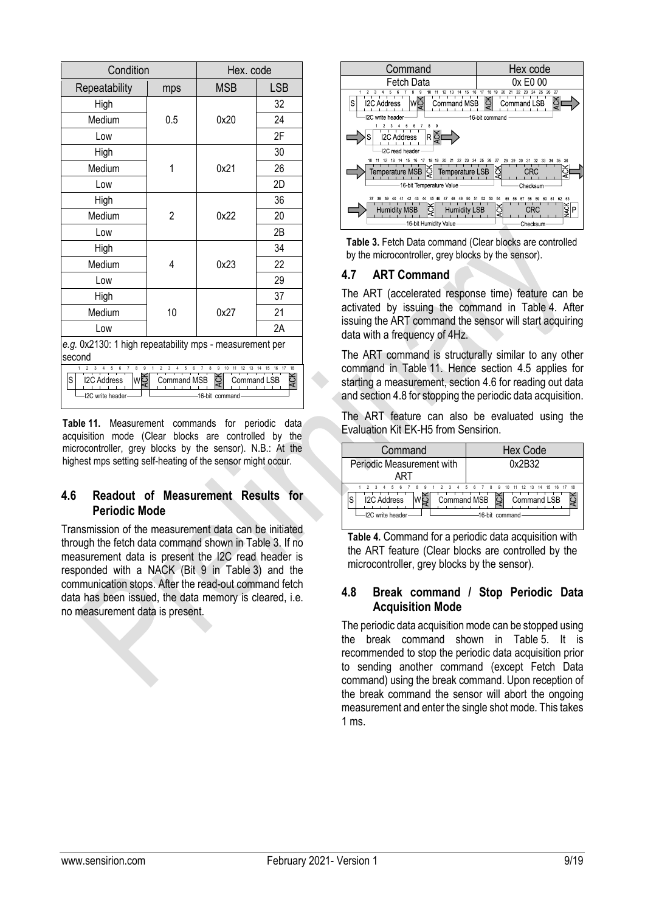| Condition | | Hex. code | |
|---|---|---|---|
| Repeatability | mps | MSB | LSB |
| High | 0.5 | 0x20 | 32 |
| Medium | | | 24 |
| Low | | | 2F |
| High | 1 | 0x21 | 30 |
| Medium | | | 26 |
| Low | | | 2D |
| High | 2 | 0x22 | 36 |
| Medium | | | 20 |
| Low | | | 2B |
| High | 4 | 0x23 | 34 |
| Medium | | | 22 |
| Low | | | 29 |
| High | 10 | 0x27 | 37 |
| Medium | | | 21 |
| Low | | | 2A |
| *e.g.* 0x2130: 1 high repeatability mps - measurement per second | | | |

S | I2C Address | W | ACK | Command MSB | ACK | Command LSB | ACK
(I2C write header — 16-bit command)

**Table 11.** Measurement commands for periodic data acquisition mode (Clear blocks are controlled by the microcontroller, grey blocks by the sensor). N.B.: At the highest mps setting self-heating of the sensor might occur.

## 4.6 Readout of Measurement Results for Periodic Mode

Transmission of the measurement data can be initiated through the fetch data command shown in Table 3. If no measurement data is present the I2C read header is responded with a NACK (Bit 9 in Table 3) and the communication stops. After the read-out command fetch data has been issued, the data memory is cleared, i.e. no measurement data is present.

| Command | Hex code |
|---|---|
| Fetch Data | 0x E0 00 |

S | I2C Address | W | ACK | Command MSB | ACK | Command LSB | ACK (I2C write header — 16-bit command)

S | I2C Address | R | ACK (I2C read header)

Temperature MSB | ACK | Temperature LSB | ACK | CRC | ACK (16-bit Temperature Value — Checksum)

Humidity MSB | ACK | Humidity LSB | ACK | CRC | NACK | P (16-bit Humidity Value — Checksum)

**Table 3.** Fetch Data command (Clear blocks are controlled by the microcontroller, grey blocks by the sensor).

## 4.7 ART Command

The ART (accelerated response time) feature can be activated by issuing the command in Table 4. After issuing the ART command the sensor will start acquiring data with a frequency of 4Hz.

The ART command is structurally similar to any other command in Table 11. Hence section 4.5 applies for starting a measurement, section 4.6 for reading out data and section 4.8 for stopping the periodic data acquisition.

The ART feature can also be evaluated using the Evaluation Kit EK-H5 from Sensirion.

| Command | Hex Code |
|---|---|
| Periodic Measurement with ART | 0x2B32 |

S | I2C Address | W | ACK | Command MSB | ACK | Command LSB | ACK (I2C write header — 16-bit command)

**Table 4.** Command for a periodic data acquisition with the ART feature (Clear blocks are controlled by the microcontroller, grey blocks by the sensor).

## 4.8 Break command / Stop Periodic Data Acquisition Mode

The periodic data acquisition mode can be stopped using the break command shown in Table 5. It is recommended to stop the periodic data acquisition prior to sending another command (except Fetch Data command) using the break command. Upon reception of the break command the sensor will abort the ongoing measurement and enter the single shot mode. This takes 1 ms.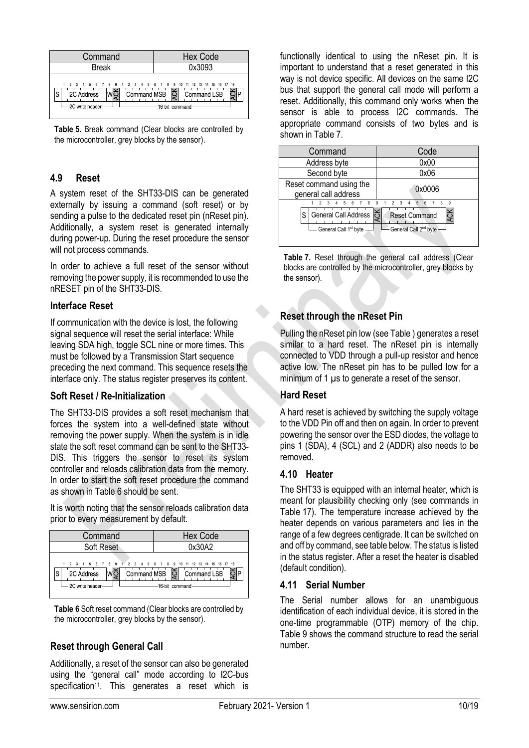| Command | Hex Code |
| --- | --- |
| Break | 0x3093 |

**Table 5.** Break command (Clear blocks are controlled by the microcontroller, grey blocks by the sensor).

### 4.9 Reset

A system reset of the SHT33-DIS can be generated externally by issuing a command (soft reset) or by sending a pulse to the dedicated reset pin (nReset pin). Additionally, a system reset is generated internally during power-up. During the reset procedure the sensor will not process commands.

In order to achieve a full reset of the sensor without removing the power supply, it is recommended to use the nRESET pin of the SHT33-DIS.

#### Interface Reset

If communication with the device is lost, the following signal sequence will reset the serial interface: While leaving SDA high, toggle SCL nine or more times. This must be followed by a Transmission Start sequence preceding the next command. This sequence resets the interface only. The status register preserves its content.

#### Soft Reset / Re-Initialization

The SHT33-DIS provides a soft reset mechanism that forces the system into a well-defined state without removing the power supply. When the system is in idle state the soft reset command can be sent to the SHT33-DIS. This triggers the sensor to reset its system controller and reloads calibration data from the memory. In order to start the soft reset procedure the command as shown in Table 6 should be sent.

It is worth noting that the sensor reloads calibration data prior to every measurement by default.

| Command | Hex Code |
| --- | --- |
| Soft Reset | 0x30A2 |

**Table 6** Soft reset command (Clear blocks are controlled by the microcontroller, grey blocks by the sensor).

#### Reset through General Call

Additionally, a reset of the sensor can also be generated using the "general call" mode according to I2C-bus specification[11]. This generates a reset which is functionally identical to using the nReset pin. It is important to understand that a reset generated in this way is not device specific. All devices on the same I2C bus that support the general call mode will perform a reset. Additionally, this command only works when the sensor is able to process I2C commands. The appropriate command consists of two bytes and is shown in Table 7.

| Command | Code |
| --- | --- |
| Address byte | 0x00 |
| Second byte | 0x06 |
| Reset command using the general call address | 0x0006 |

**Table 7.** Reset through the general call address (Clear blocks are controlled by the microcontroller, grey blocks by the sensor).

#### Reset through the nReset Pin

Pulling the nReset pin low (see Table ) generates a reset similar to a hard reset. The nReset pin is internally connected to VDD through a pull-up resistor and hence active low. The nReset pin has to be pulled low for a minimum of 1 µs to generate a reset of the sensor.

#### Hard Reset

A hard reset is achieved by switching the supply voltage to the VDD Pin off and then on again. In order to prevent powering the sensor over the ESD diodes, the voltage to pins 1 (SDA), 4 (SCL) and 2 (ADDR) also needs to be removed.

### 4.10 Heater

The SHT33 is equipped with an internal heater, which is meant for plausibility checking only (see commands in Table 17). The temperature increase achieved by the heater depends on various parameters and lies in the range of a few degrees centigrade. It can be switched on and off by command, see table below. The status is listed in the status register. After a reset the heater is disabled (default condition).

### 4.11 Serial Number

The Serial number allows for an unambiguous identification of each individual device, it is stored in the one-time programmable (OTP) memory of the chip. Table 9 shows the command structure to read the serial number.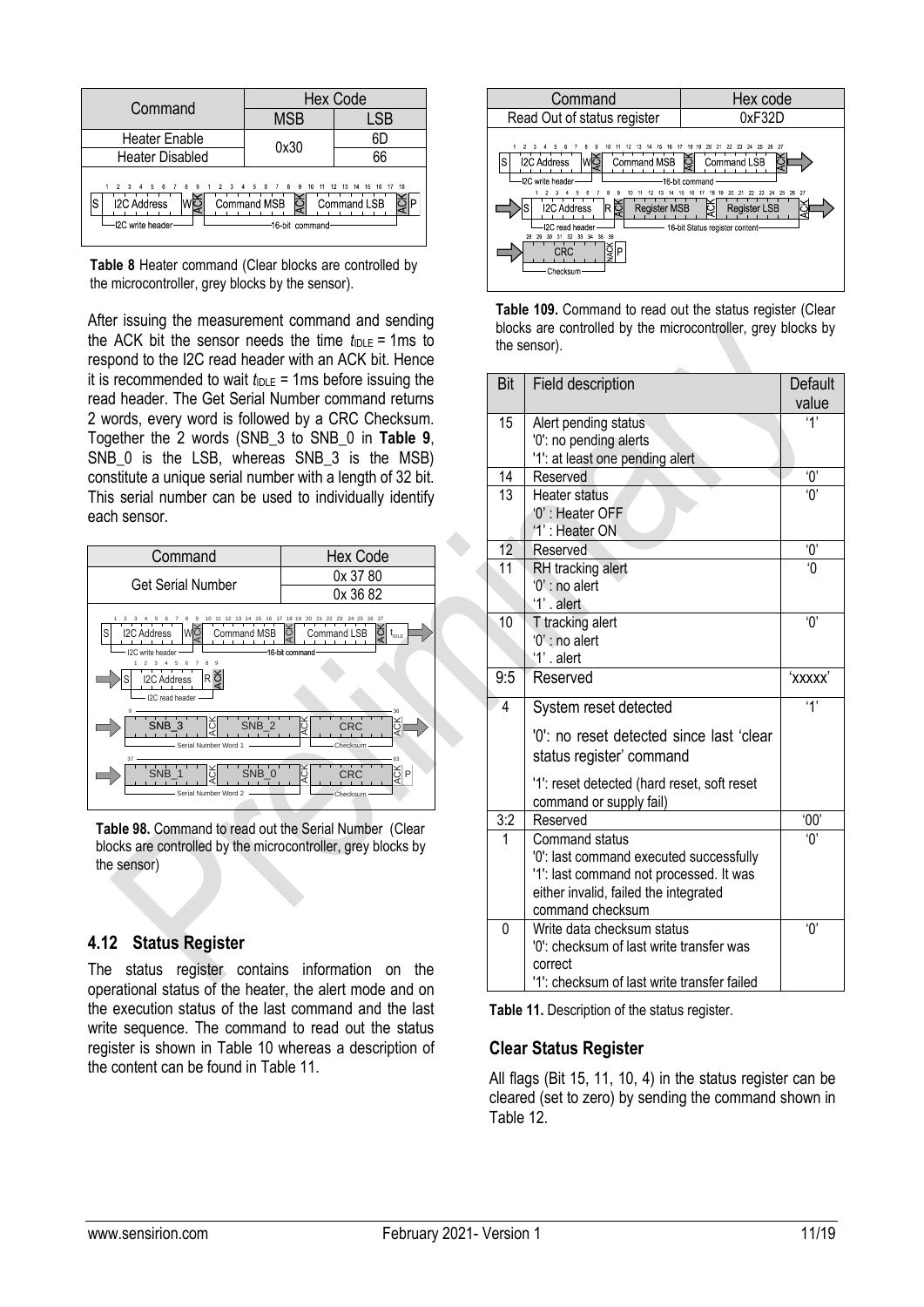| Command | Hex Code | |
|---|---|---|
| | MSB | LSB |
| Heater Enable | 0x30 | 6D |
| Heater Disabled | | 66 |

**Table 8** Heater command (Clear blocks are controlled by the microcontroller, grey blocks by the sensor).

After issuing the measurement command and sending the ACK bit the sensor needs the time $t_{IDLE}$ = 1ms to respond to the I2C read header with an ACK bit. Hence it is recommended to wait $t_{IDLE}$ = 1ms before issuing the read header. The Get Serial Number command returns 2 words, every word is followed by a CRC Checksum. Together the 2 words (SNB_3 to SNB_0 in **Table 9**, SNB_0 is the LSB, whereas SNB_3 is the MSB) constitute a unique serial number with a length of 32 bit. This serial number can be used to individually identify each sensor.

| Command | Hex Code |
|---|---|
| Get Serial Number | 0x 37 80 |
| | 0x 36 82 |

**Table 98.** Command to read out the Serial Number (Clear blocks are controlled by the microcontroller, grey blocks by the sensor)

## 4.12 Status Register

The status register contains information on the operational status of the heater, the alert mode and on the execution status of the last command and the last write sequence. The command to read out the status register is shown in Table 10 whereas a description of the content can be found in Table 11.

| Command | Hex code |
|---|---|
| Read Out of status register | 0xF32D |

**Table 109.** Command to read out the status register (Clear blocks are controlled by the microcontroller, grey blocks by the sensor).

| Bit | Field description | Default value |
|---|---|---|
| 15 | Alert pending status<br>'0': no pending alerts<br>'1': at least one pending alert | '1' |
| 14 | Reserved | '0' |
| 13 | Heater status<br>'0' : Heater OFF<br>'1' : Heater ON | '0' |
| 12 | Reserved | '0' |
| 11 | RH tracking alert<br>'0' : no alert<br>'1' . alert | '0 |
| 10 | T tracking alert<br>'0' : no alert<br>'1' . alert | '0' |
| 9:5 | Reserved | 'xxxxx' |
| 4 | System reset detected<br>'0': no reset detected since last 'clear status register' command<br>'1': reset detected (hard reset, soft reset command or supply fail) | '1' |
| 3:2 | Reserved | '00' |
| 1 | Command status<br>'0': last command executed successfully<br>'1': last command not processed. It was either invalid, failed the integrated command checksum | '0' |
| 0 | Write data checksum status<br>'0': checksum of last write transfer was correct<br>'1': checksum of last write transfer failed | '0' |

**Table 11.** Description of the status register.

### Clear Status Register

All flags (Bit 15, 11, 10, 4) in the status register can be cleared (set to zero) by sending the command shown in Table 12.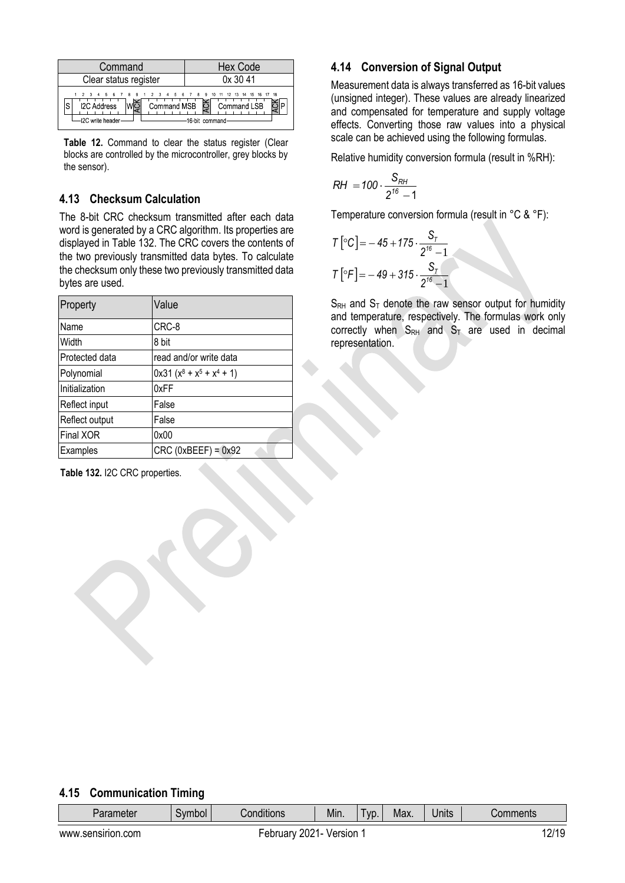| Command | Hex Code |
|---|---|
| Clear status register | 0x 30 41 |

| S | I2C Address | W | ACK | Command MSB | ACK | Command LSB | ACK | P |
|---|---|---|---|---|---|---|---|---|
| | I2C write header | | | 16-bit command | | | | |

**Table 12.** Command to clear the status register (Clear blocks are controlled by the microcontroller, grey blocks by the sensor).

## 4.13 Checksum Calculation

The 8-bit CRC checksum transmitted after each data word is generated by a CRC algorithm. Its properties are displayed in Table 132. The CRC covers the contents of the two previously transmitted data bytes. To calculate the checksum only these two previously transmitted data bytes are used.

| Property | Value |
|---|---|
| Name | CRC-8 |
| Width | 8 bit |
| Protected data | read and/or write data |
| Polynomial | 0x31 ($x^8 + x^5 + x^4 + 1$) |
| Initialization | 0xFF |
| Reflect input | False |
| Reflect output | False |
| Final XOR | 0x00 |
| Examples | CRC (0xBEEF) = 0x92 |

**Table 132.** I2C CRC properties.

## 4.14 Conversion of Signal Output

Measurement data is always transferred as 16-bit values (unsigned integer). These values are already linearized and compensated for temperature and supply voltage effects. Converting those raw values into a physical scale can be achieved using the following formulas.

Relative humidity conversion formula (result in %RH):

$$RH = 100 \cdot \frac{S_{RH}}{2^{16} - 1}$$

Temperature conversion formula (result in °C & °F):

$$T\left[{}^{\circ}C\right] = -45 + 175 \cdot \frac{S_T}{2^{16} - 1}$$

$$T\left[{}^{\circ}F\right] = -49 + 315 \cdot \frac{S_T}{2^{16} - 1}$$

$S_{RH}$ and $S_T$ denote the raw sensor output for humidity and temperature, respectively. The formulas work only correctly when $S_{RH}$ and $S_T$ are used in decimal representation.

## 4.15 Communication Timing

| Parameter | Symbol | Conditions | Min. | Typ. | Max. | Units | Comments |
|---|---|---|---|---|---|---|---|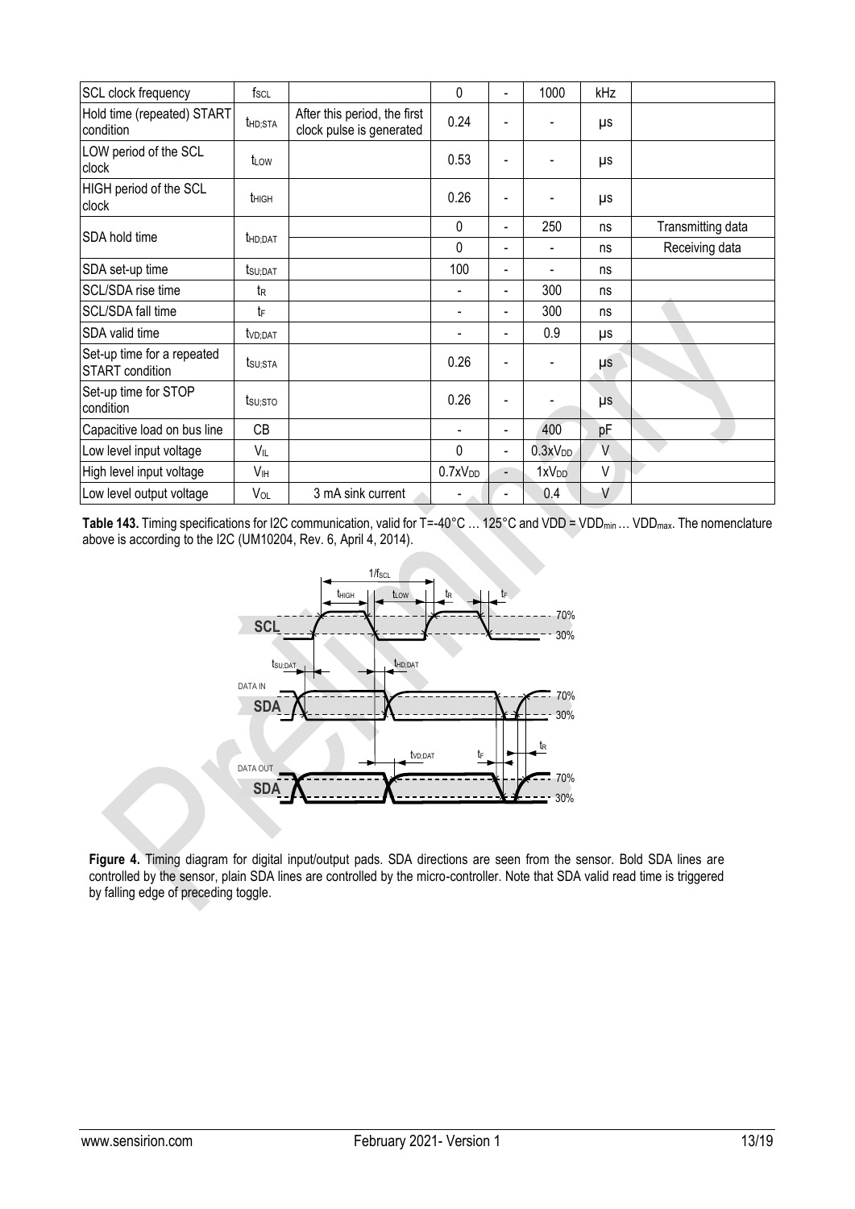| SCL clock frequency | $f_{SCL}$ | | 0 | - | 1000 | kHz | |
|---|---|---|---|---|---|---|---|
| Hold time (repeated) START condition | $t_{HD;STA}$ | After this period, the first clock pulse is generated | 0.24 | - | - | µs | |
| LOW period of the SCL clock | $t_{LOW}$ | | 0.53 | - | - | µs | |
| HIGH period of the SCL clock | $t_{HIGH}$ | | 0.26 | - | - | µs | |
| SDA hold time | $t_{HD;DAT}$ | | 0 | - | 250 | ns | Transmitting data |
| | | | 0 | - | - | ns | Receiving data |
| SDA set-up time | $t_{SU;DAT}$ | | 100 | - | - | ns | |
| SCL/SDA rise time | $t_R$ | | - | - | 300 | ns | |
| SCL/SDA fall time | $t_F$ | | - | - | 300 | ns | |
| SDA valid time | $t_{VD;DAT}$ | | - | - | 0.9 | µs | |
| Set-up time for a repeated START condition | $t_{SU;STA}$ | | 0.26 | - | - | µs | |
| Set-up time for STOP condition | $t_{SU;STO}$ | | 0.26 | - | - | µs | |
| Capacitive load on bus line | CB | | - | - | 400 | pF | |
| Low level input voltage | $V_{IL}$ | | 0 | - | $0.3xV_{DD}$ | V | |
| High level input voltage | $V_{IH}$ | | $0.7xV_{DD}$ | - | $1xV_{DD}$ | V | |
| Low level output voltage | $V_{OL}$ | 3 mA sink current | - | - | 0.4 | V | |

**Table 143.** Timing specifications for I2C communication, valid for T=-40°C … 125°C and VDD = $VDD_{min}$ … $VDD_{max}$. The nomenclature above is according to the I2C (UM10204, Rev. 6, April 4, 2014).

**Figure 4.** Timing diagram for digital input/output pads. SDA directions are seen from the sensor. Bold SDA lines are controlled by the sensor, plain SDA lines are controlled by the micro-controller. Note that SDA valid read time is triggered by falling edge of preceding toggle.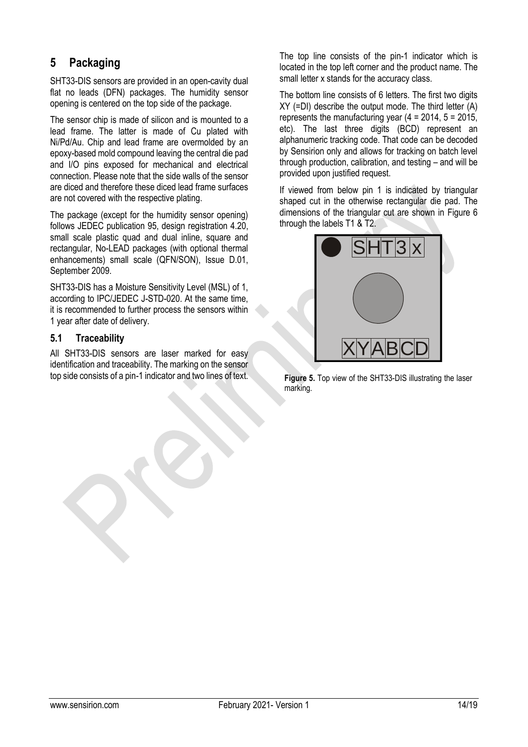# 5 Packaging

SHT33-DIS sensors are provided in an open-cavity dual flat no leads (DFN) packages. The humidity sensor opening is centered on the top side of the package.

The sensor chip is made of silicon and is mounted to a lead frame. The latter is made of Cu plated with Ni/Pd/Au. Chip and lead frame are overmolded by an epoxy-based mold compound leaving the central die pad and I/O pins exposed for mechanical and electrical connection. Please note that the side walls of the sensor are diced and therefore these diced lead frame surfaces are not covered with the respective plating.

The package (except for the humidity sensor opening) follows JEDEC publication 95, design registration 4.20, small scale plastic quad and dual inline, square and rectangular, No-LEAD packages (with optional thermal enhancements) small scale (QFN/SON), Issue D.01, September 2009.

SHT33-DIS has a Moisture Sensitivity Level (MSL) of 1, according to IPC/JEDEC J-STD-020. At the same time, it is recommended to further process the sensors within 1 year after date of delivery.

## 5.1 Traceability

All SHT33-DIS sensors are laser marked for easy identification and traceability. The marking on the sensor top side consists of a pin-1 indicator and two lines of text.

The top line consists of the pin-1 indicator which is located in the top left corner and the product name. The small letter x stands for the accuracy class.

The bottom line consists of 6 letters. The first two digits XY (=DI) describe the output mode. The third letter (A) represents the manufacturing year (4 = 2014, 5 = 2015, etc). The last three digits (BCD) represent an alphanumeric tracking code. That code can be decoded by Sensirion only and allows for tracking on batch level through production, calibration, and testing – and will be provided upon justified request.

If viewed from below pin 1 is indicated by triangular shaped cut in the otherwise rectangular die pad. The dimensions of the triangular cut are shown in Figure 6 through the labels T1 & T2.

SHT3x

XYABCD

**Figure 5.** Top view of the SHT33-DIS illustrating the laser marking.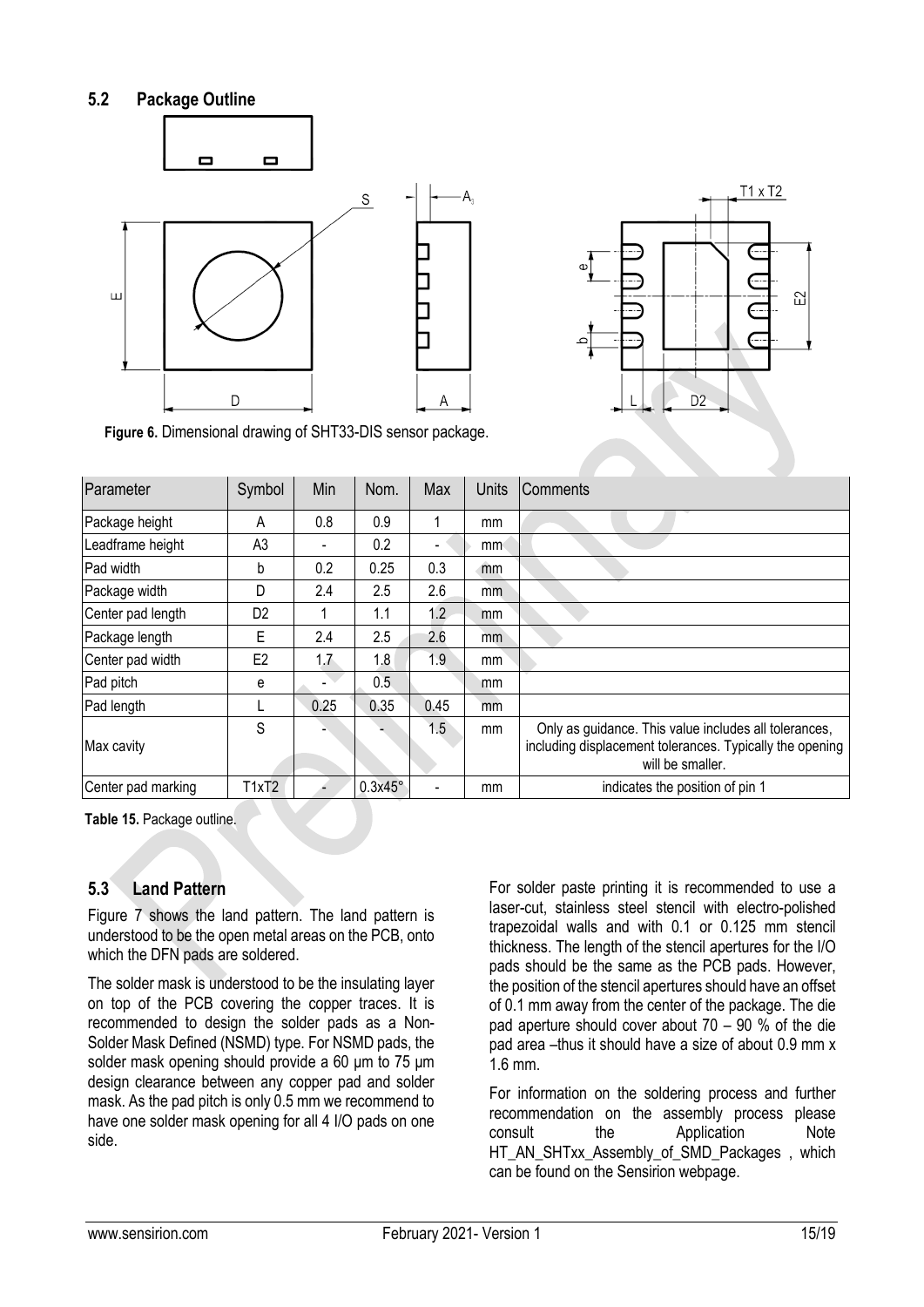## 5.2 Package Outline

**Figure 6.** Dimensional drawing of SHT33-DIS sensor package.

| Parameter | Symbol | Min | Nom. | Max | Units | Comments |
|---|---|---|---|---|---|---|
| Package height | A | 0.8 | 0.9 | 1 | mm | |
| Leadframe height | A3 | - | 0.2 | - | mm | |
| Pad width | b | 0.2 | 0.25 | 0.3 | mm | |
| Package width | D | 2.4 | 2.5 | 2.6 | mm | |
| Center pad length | D2 | 1 | 1.1 | 1.2 | mm | |
| Package length | E | 2.4 | 2.5 | 2.6 | mm | |
| Center pad width | E2 | 1.7 | 1.8 | 1.9 | mm | |
| Pad pitch | e | - | 0.5 | | mm | |
| Pad length | L | 0.25 | 0.35 | 0.45 | mm | |
| Max cavity | S | - | - | 1.5 | mm | Only as guidance. This value includes all tolerances, including displacement tolerances. Typically the opening will be smaller. |
| Center pad marking | T1xT2 | - | 0.3x45° | - | mm | indicates the position of pin 1 |

**Table 15.** Package outline.

## 5.3 Land Pattern

Figure 7 shows the land pattern. The land pattern is understood to be the open metal areas on the PCB, onto which the DFN pads are soldered.

The solder mask is understood to be the insulating layer on top of the PCB covering the copper traces. It is recommended to design the solder pads as a Non-Solder Mask Defined (NSMD) type. For NSMD pads, the solder mask opening should provide a 60 µm to 75 µm design clearance between any copper pad and solder mask. As the pad pitch is only 0.5 mm we recommend to have one solder mask opening for all 4 I/O pads on one side.

For solder paste printing it is recommended to use a laser-cut, stainless steel stencil with electro-polished trapezoidal walls and with 0.1 or 0.125 mm stencil thickness. The length of the stencil apertures for the I/O pads should be the same as the PCB pads. However, the position of the stencil apertures should have an offset of 0.1 mm away from the center of the package. The die pad aperture should cover about 70 – 90 % of the die pad area –thus it should have a size of about 0.9 mm x 1.6 mm.

For information on the soldering process and further recommendation on the assembly process please consult the Application Note HT_AN_SHTxx_Assembly_of_SMD_Packages , which can be found on the Sensirion webpage.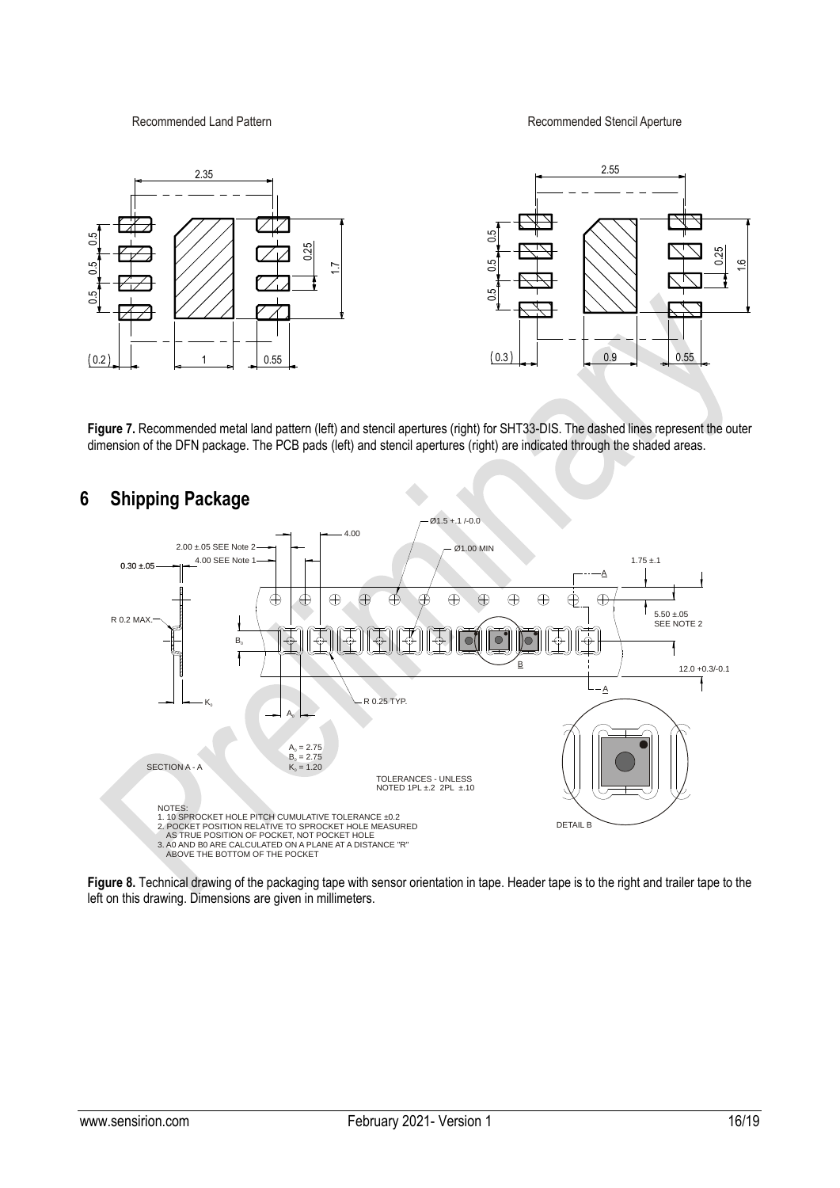Recommended Land Pattern

Recommended Stencil Aperture

**Figure 7.** Recommended metal land pattern (left) and stencil apertures (right) for SHT33-DIS. The dashed lines represent the outer dimension of the DFN package. The PCB pads (left) and stencil apertures (right) are indicated through the shaded areas.

## 6 Shipping Package

**Figure 8.** Technical drawing of the packaging tape with sensor orientation in tape. Header tape is to the right and trailer tape to the left on this drawing. Dimensions are given in millimeters.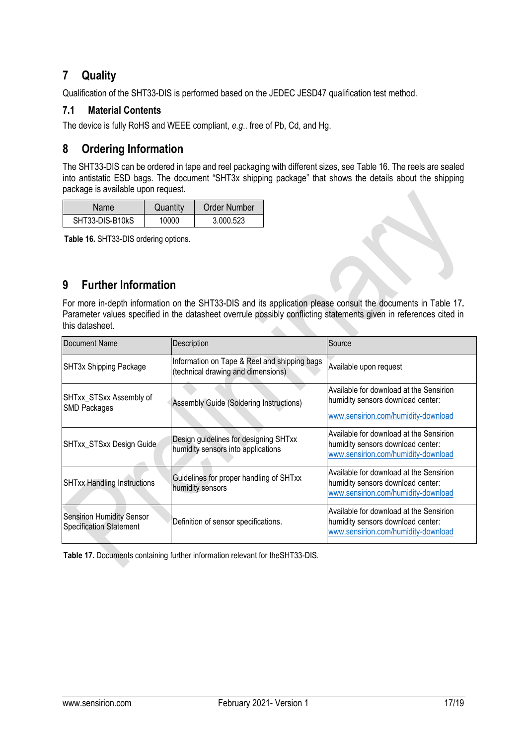# 7 Quality

Qualification of the SHT33-DIS is performed based on the JEDEC JESD47 qualification test method.

## 7.1 Material Contents

The device is fully RoHS and WEEE compliant, *e.g.*. free of Pb, Cd, and Hg.

# 8 Ordering Information

The SHT33-DIS can be ordered in tape and reel packaging with different sizes, see Table 16. The reels are sealed into antistatic ESD bags. The document "SHT3x shipping package" that shows the details about the shipping package is available upon request.

| Name | Quantity | Order Number |
|---|---|---|
| SHT33-DIS-B10kS | 10000 | 3.000.523 |

**Table 16.** SHT33-DIS ordering options.

# 9 Further Information

For more in-depth information on the SHT33-DIS and its application please consult the documents in Table 17**.** Parameter values specified in the datasheet overrule possibly conflicting statements given in references cited in this datasheet.

| Document Name | Description | Source |
|---|---|---|
| SHT3x Shipping Package | Information on Tape & Reel and shipping bags (technical drawing and dimensions) | Available upon request |
| SHTxx_STSxx Assembly of SMD Packages | Assembly Guide (Soldering Instructions) | Available for download at the Sensirion humidity sensors download center: www.sensirion.com/humidity-download |
| SHTxx_STSxx Design Guide | Design guidelines for designing SHTxx humidity sensors into applications | Available for download at the Sensirion humidity sensors download center: www.sensirion.com/humidity-download |
| SHTxx Handling Instructions | Guidelines for proper handling of SHTxx humidity sensors | Available for download at the Sensirion humidity sensors download center: www.sensirion.com/humidity-download |
| Sensirion Humidity Sensor Specification Statement | Definition of sensor specifications. | Available for download at the Sensirion humidity sensors download center: www.sensirion.com/humidity-download |

**Table 17.** Documents containing further information relevant for theSHT33-DIS.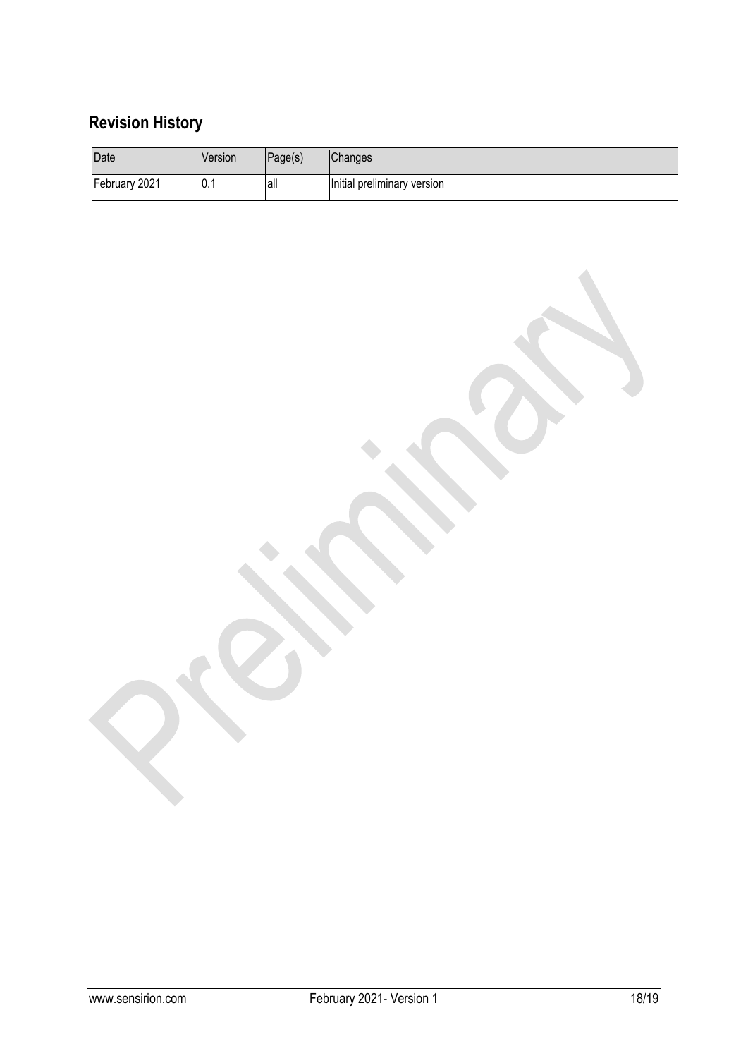## Revision History

| Date | Version | Page(s) | Changes |
|---|---|---|---|
| February 2021 | 0.1 | all | Initial preliminary version |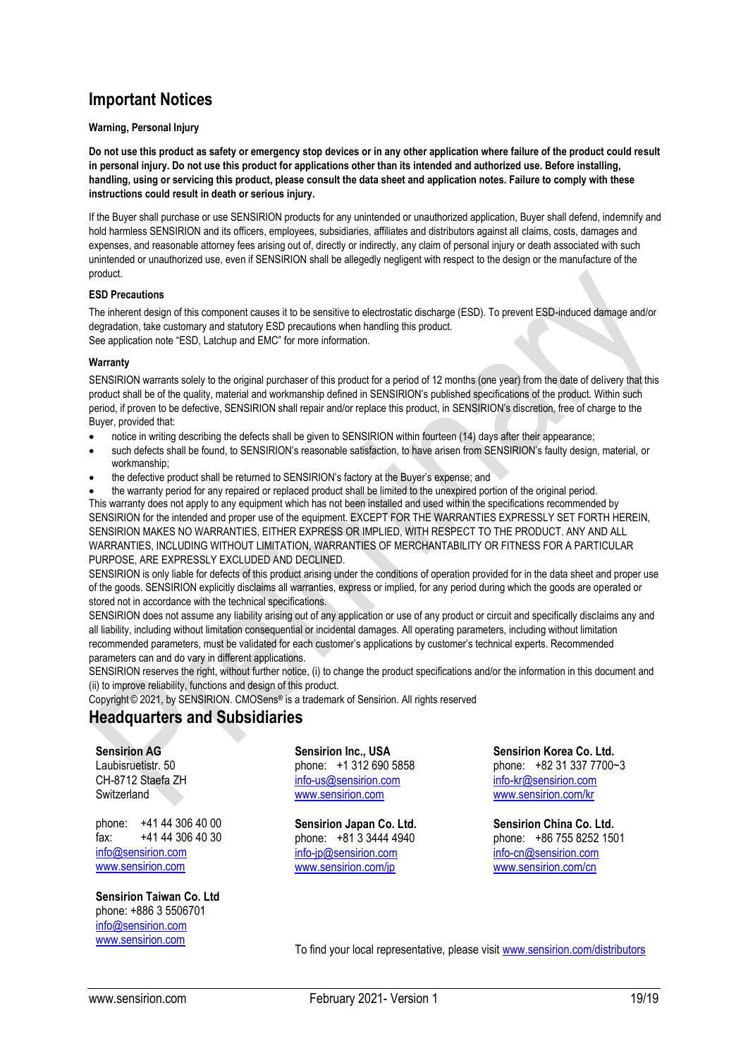# Important Notices

**Warning, Personal Injury**

**Do not use this product as safety or emergency stop devices or in any other application where failure of the product could result in personal injury. Do not use this product for applications other than its intended and authorized use. Before installing, handling, using or servicing this product, please consult the data sheet and application notes. Failure to comply with these instructions could result in death or serious injury.**

If the Buyer shall purchase or use SENSIRION products for any unintended or unauthorized application, Buyer shall defend, indemnify and hold harmless SENSIRION and its officers, employees, subsidiaries, affiliates and distributors against all claims, costs, damages and expenses, and reasonable attorney fees arising out of, directly or indirectly, any claim of personal injury or death associated with such unintended or unauthorized use, even if SENSIRION shall be allegedly negligent with respect to the design or the manufacture of the product.

**ESD Precautions**

The inherent design of this component causes it to be sensitive to electrostatic discharge (ESD). To prevent ESD-induced damage and/or degradation, take customary and statutory ESD precautions when handling this product.
See application note "ESD, Latchup and EMC" for more information.

**Warranty**

SENSIRION warrants solely to the original purchaser of this product for a period of 12 months (one year) from the date of delivery that this product shall be of the quality, material and workmanship defined in SENSIRION's published specifications of the product. Within such period, if proven to be defective, SENSIRION shall repair and/or replace this product, in SENSIRION's discretion, free of charge to the Buyer, provided that:

- notice in writing describing the defects shall be given to SENSIRION within fourteen (14) days after their appearance;
- such defects shall be found, to SENSIRION's reasonable satisfaction, to have arisen from SENSIRION's faulty design, material, or workmanship;
- the defective product shall be returned to SENSIRION's factory at the Buyer's expense; and
- the warranty period for any repaired or replaced product shall be limited to the unexpired portion of the original period.

This warranty does not apply to any equipment which has not been installed and used within the specifications recommended by SENSIRION for the intended and proper use of the equipment. EXCEPT FOR THE WARRANTIES EXPRESSLY SET FORTH HEREIN, SENSIRION MAKES NO WARRANTIES, EITHER EXPRESS OR IMPLIED, WITH RESPECT TO THE PRODUCT. ANY AND ALL WARRANTIES, INCLUDING WITHOUT LIMITATION, WARRANTIES OF MERCHANTABILITY OR FITNESS FOR A PARTICULAR PURPOSE, ARE EXPRESSLY EXCLUDED AND DECLINED.

SENSIRION is only liable for defects of this product arising under the conditions of operation provided for in the data sheet and proper use of the goods. SENSIRION explicitly disclaims all warranties, express or implied, for any period during which the goods are operated or stored not in accordance with the technical specifications.

SENSIRION does not assume any liability arising out of any application or use of any product or circuit and specifically disclaims any and all liability, including without limitation consequential or incidental damages. All operating parameters, including without limitation recommended parameters, must be validated for each customer's applications by customer's technical experts. Recommended parameters can and do vary in different applications.

SENSIRION reserves the right, without further notice, (i) to change the product specifications and/or the information in this document and (ii) to improve reliability, functions and design of this product.

Copyright © 2021, by SENSIRION. CMOSens® is a trademark of Sensirion. All rights reserved

# Headquarters and Subsidiaries

**Sensirion AG**
Laubisruetistr. 50
CH-8712 Staefa ZH
Switzerland

phone: +41 44 306 40 00
fax: +41 44 306 40 30
info@sensirion.com
www.sensirion.com

**Sensirion Taiwan Co. Ltd**
phone: +886 3 5506701
info@sensirion.com
www.sensirion.com

**Sensirion Inc., USA**
phone: +1 312 690 5858
info-us@sensirion.com
www.sensirion.com

**Sensirion Japan Co. Ltd.**
phone: +81 3 3444 4940
info-jp@sensirion.com
www.sensirion.com/jp

**Sensirion Korea Co. Ltd.**
phone: +82 31 337 7700~3
info-kr@sensirion.com
www.sensirion.com/kr

**Sensirion China Co. Ltd.**
phone: +86 755 8252 1501
info-cn@sensirion.com
www.sensirion.com/cn

To find your local representative, please visit www.sensirion.com/distributors